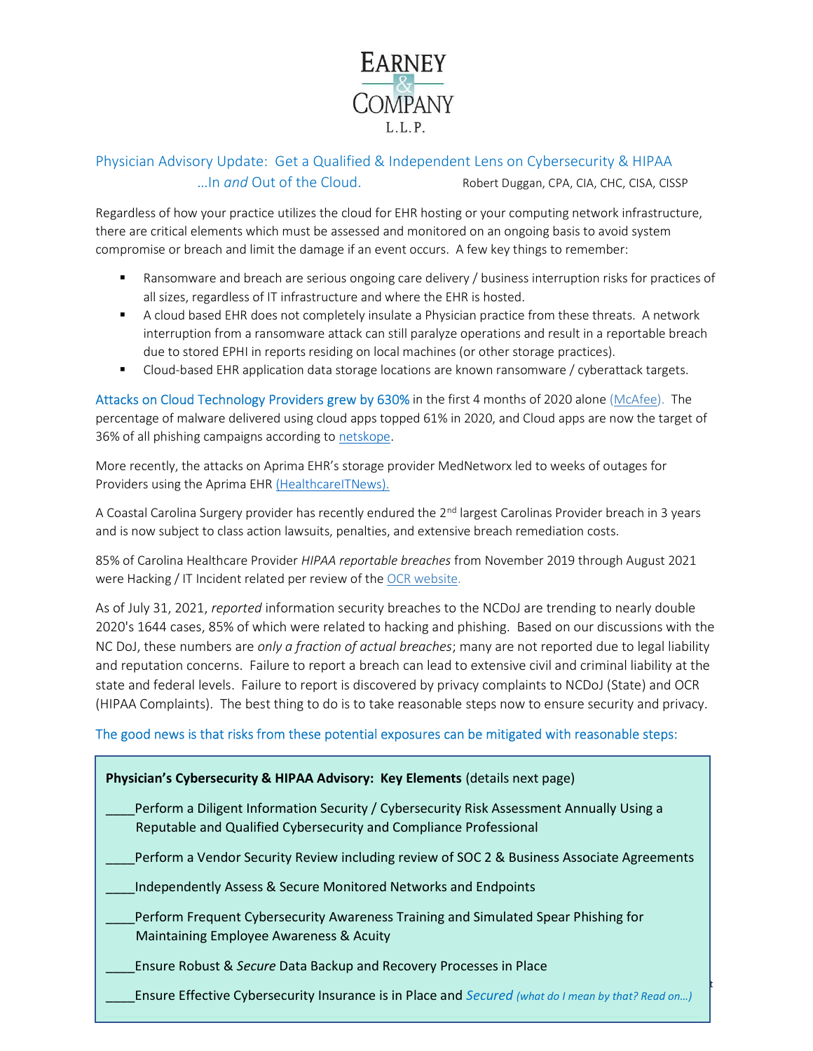# EARNEY & COMPANY L.L.P.

## Physician Advisory Update: Get a Qualified & Independent Lens on Cybersecurity & HIPAA …In *and* Out of the Cloud.

Robert Duggan, CPA, CIA, CHC, CISA, CISSP

Regardless of how your practice utilizes the cloud for EHR hosting or your computing network infrastructure, there are critical elements which must be assessed and monitored on an ongoing basis to avoid system compromise or breach and limit the damage if an event occurs. A few key things to remember:

- Ransomware and breach are serious ongoing care delivery / business interruption risks for practices of all sizes, regardless of IT infrastructure and where the EHR is hosted.
- A cloud based EHR does not completely insulate a Physician practice from these threats. A network interruption from a ransomware attack can still paralyze operations and result in a reportable breach due to stored EPHI in reports residing on local machines (or other storage practices).
- Cloud-based EHR application data storage locations are known ransomware / cyberattack targets.

Attacks on Cloud Technology Providers grew by 630% in the first 4 months of 2020 alone (McAfee). The percentage of malware delivered using cloud apps topped 61% in 2020, and Cloud apps are now the target of 36% of all phishing campaigns according to netskope.

More recently, the attacks on Aprima EHR's storage provider MedNetworx led to weeks of outages for Providers using the Aprima EHR (HealthcareITNews).

A Coastal Carolina Surgery provider has recently endured the 2nd largest Carolinas Provider breach in 3 years and is now subject to class action lawsuits, penalties, and extensive breach remediation costs.

85% of Carolina Healthcare Provider *HIPAA reportable breaches* from November 2019 through August 2021 were Hacking / IT Incident related per review of the OCR website.

As of July 31, 2021, *reported* information security breaches to the NCDoJ are trending to nearly double 2020's 1644 cases, 85% of which were related to hacking and phishing. Based on our discussions with the NC DoJ, these numbers are *only a fraction of actual breaches*; many are not reported due to legal liability and reputation concerns. Failure to report a breach can lead to extensive civil and criminal liability at the state and federal levels. Failure to report is discovered by privacy complaints to NCDoJ (State) and OCR (HIPAA Complaints). The best thing to do is to take reasonable steps now to ensure security and privacy.

The good news is that risks from these potential exposures can be mitigated with reasonable steps:

**Physician's Cybersecurity & HIPAA Advisory: Key Elements** (details next page)

____Perform a Diligent Information Security / Cybersecurity Risk Assessment Annually Using a Reputable and Qualified Cybersecurity and Compliance Professional

____Perform a Vendor Security Review including review of SOC 2 & Business Associate Agreements

____Independently Assess & Secure Monitored Networks and Endpoints

____Perform Frequent Cybersecurity Awareness Training and Simulated Spear Phishing for Maintaining Employee Awareness & Acuity

____Ensure Robust & *Secure* Data Backup and Recovery Processes in Place

____Ensure Effective Cybersecurity Insurance is in Place and *Secured* *(what do I mean by that? Read on…)*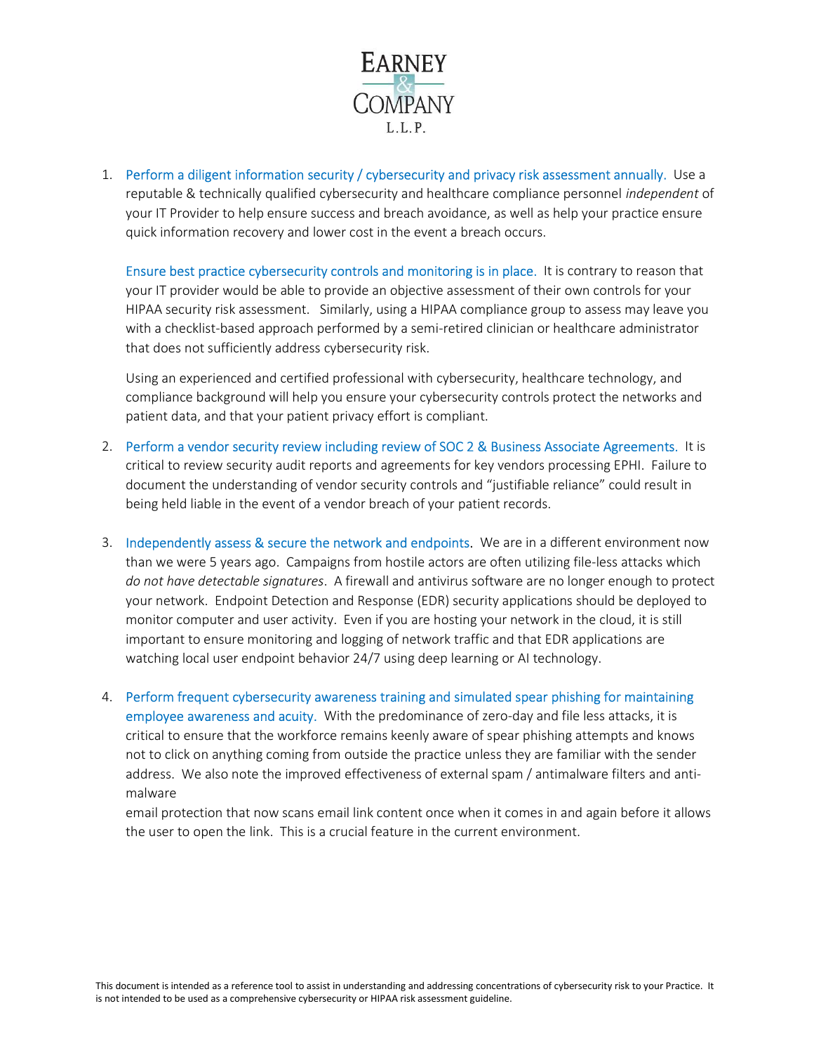EARNEY & COMPANY L.L.P.

1. Perform a diligent information security / cybersecurity and privacy risk assessment annually. Use a reputable & technically qualified cybersecurity and healthcare compliance personnel *independent* of your IT Provider to help ensure success and breach avoidance, as well as help your practice ensure quick information recovery and lower cost in the event a breach occurs.

   Ensure best practice cybersecurity controls and monitoring is in place. It is contrary to reason that your IT provider would be able to provide an objective assessment of their own controls for your HIPAA security risk assessment. Similarly, using a HIPAA compliance group to assess may leave you with a checklist-based approach performed by a semi-retired clinician or healthcare administrator that does not sufficiently address cybersecurity risk.

   Using an experienced and certified professional with cybersecurity, healthcare technology, and compliance background will help you ensure your cybersecurity controls protect the networks and patient data, and that your patient privacy effort is compliant.

2. Perform a vendor security review including review of SOC 2 & Business Associate Agreements. It is critical to review security audit reports and agreements for key vendors processing EPHI. Failure to document the understanding of vendor security controls and "justifiable reliance" could result in being held liable in the event of a vendor breach of your patient records.

3. Independently assess & secure the network and endpoints. We are in a different environment now than we were 5 years ago. Campaigns from hostile actors are often utilizing file-less attacks which *do not have detectable signatures*. A firewall and antivirus software are no longer enough to protect your network. Endpoint Detection and Response (EDR) security applications should be deployed to monitor computer and user activity. Even if you are hosting your network in the cloud, it is still important to ensure monitoring and logging of network traffic and that EDR applications are watching local user endpoint behavior 24/7 using deep learning or AI technology.

4. Perform frequent cybersecurity awareness training and simulated spear phishing for maintaining employee awareness and acuity. With the predominance of zero-day and file less attacks, it is critical to ensure that the workforce remains keenly aware of spear phishing attempts and knows not to click on anything coming from outside the practice unless they are familiar with the sender address. We also note the improved effectiveness of external spam / antimalware filters and anti-malware
   email protection that now scans email link content once when it comes in and again before it allows the user to open the link. This is a crucial feature in the current environment.

This document is intended as a reference tool to assist in understanding and addressing concentrations of cybersecurity risk to your Practice. It is not intended to be used as a comprehensive cybersecurity or HIPAA risk assessment guideline.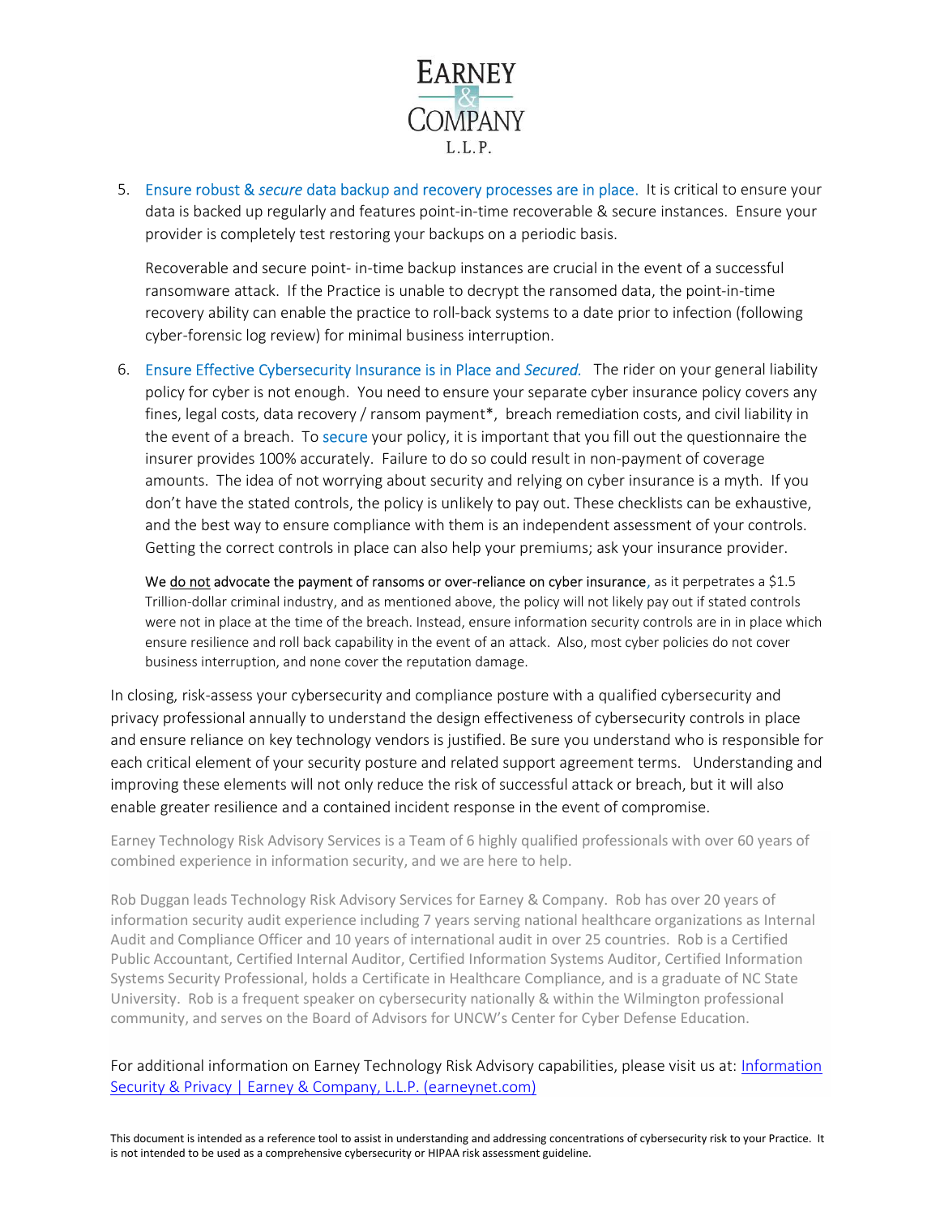5. Ensure robust & *secure* data backup and recovery processes are in place. It is critical to ensure your data is backed up regularly and features point-in-time recoverable & secure instances. Ensure your provider is completely test restoring your backups on a periodic basis.

   Recoverable and secure point- in-time backup instances are crucial in the event of a successful ransomware attack. If the Practice is unable to decrypt the ransomed data, the point-in-time recovery ability can enable the practice to roll-back systems to a date prior to infection (following cyber-forensic log review) for minimal business interruption.

6. Ensure Effective Cybersecurity Insurance is in Place and *Secured*. The rider on your general liability policy for cyber is not enough. You need to ensure your separate cyber insurance policy covers any fines, legal costs, data recovery / ransom payment*, breach remediation costs, and civil liability in the event of a breach. To secure your policy, it is important that you fill out the questionnaire the insurer provides 100% accurately. Failure to do so could result in non-payment of coverage amounts. The idea of not worrying about security and relying on cyber insurance is a myth. If you don't have the stated controls, the policy is unlikely to pay out. These checklists can be exhaustive, and the best way to ensure compliance with them is an independent assessment of your controls. Getting the correct controls in place can also help your premiums; ask your insurance provider.

   We do not advocate the payment of ransoms or over-reliance on cyber insurance, as it perpetrates a $1.5 Trillion-dollar criminal industry, and as mentioned above, the policy will not likely pay out if stated controls were not in place at the time of the breach. Instead, ensure information security controls are in in place which ensure resilience and roll back capability in the event of an attack. Also, most cyber policies do not cover business interruption, and none cover the reputation damage.

In closing, risk-assess your cybersecurity and compliance posture with a qualified cybersecurity and privacy professional annually to understand the design effectiveness of cybersecurity controls in place and ensure reliance on key technology vendors is justified. Be sure you understand who is responsible for each critical element of your security posture and related support agreement terms. Understanding and improving these elements will not only reduce the risk of successful attack or breach, but it will also enable greater resilience and a contained incident response in the event of compromise.

Earney Technology Risk Advisory Services is a Team of 6 highly qualified professionals with over 60 years of combined experience in information security, and we are here to help.

Rob Duggan leads Technology Risk Advisory Services for Earney & Company. Rob has over 20 years of information security audit experience including 7 years serving national healthcare organizations as Internal Audit and Compliance Officer and 10 years of international audit in over 25 countries. Rob is a Certified Public Accountant, Certified Internal Auditor, Certified Information Systems Auditor, Certified Information Systems Security Professional, holds a Certificate in Healthcare Compliance, and is a graduate of NC State University. Rob is a frequent speaker on cybersecurity nationally & within the Wilmington professional community, and serves on the Board of Advisors for UNCW's Center for Cyber Defense Education.

For additional information on Earney Technology Risk Advisory capabilities, please visit us at: [Information Security & Privacy | Earney & Company, L.L.P. (earneynet.com)]

This document is intended as a reference tool to assist in understanding and addressing concentrations of cybersecurity risk to your Practice. It is not intended to be used as a comprehensive cybersecurity or HIPAA risk assessment guideline.